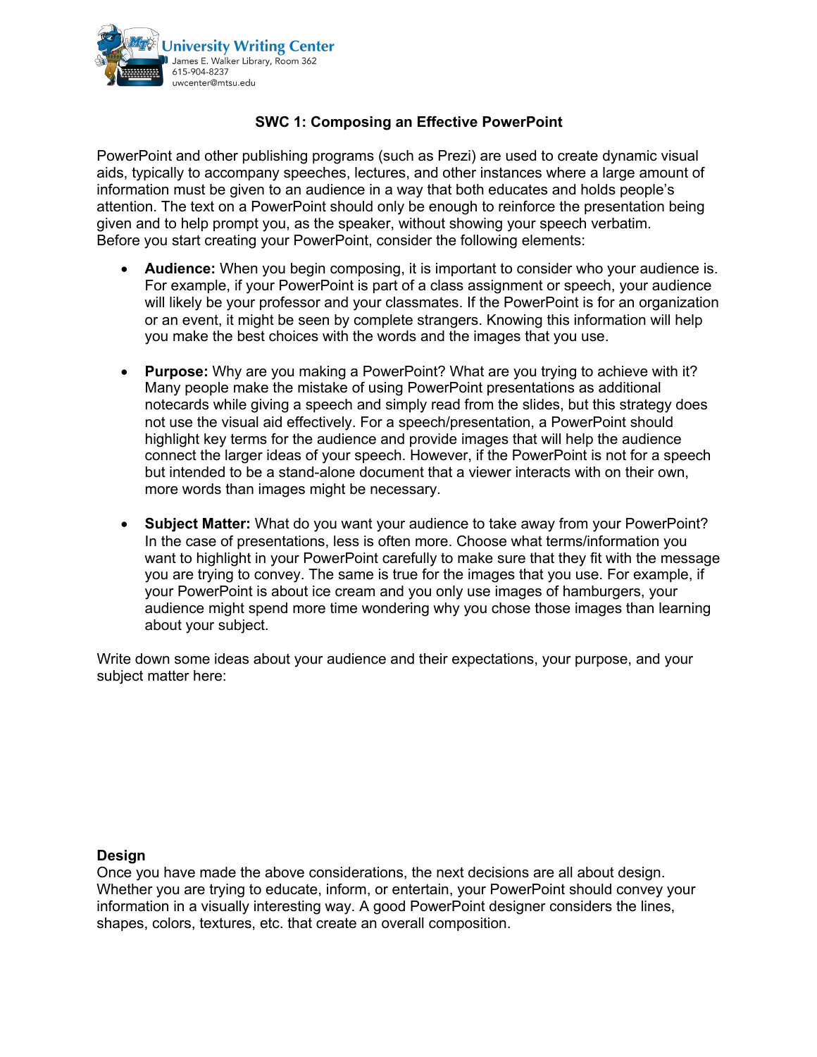University Writing Center
James E. Walker Library, Room 362
615-904-8237
uwcenter@mtsu.edu

# SWC 1: Composing an Effective PowerPoint

PowerPoint and other publishing programs (such as Prezi) are used to create dynamic visual aids, typically to accompany speeches, lectures, and other instances where a large amount of information must be given to an audience in a way that both educates and holds people's attention. The text on a PowerPoint should only be enough to reinforce the presentation being given and to help prompt you, as the speaker, without showing your speech verbatim. Before you start creating your PowerPoint, consider the following elements:

- **Audience:** When you begin composing, it is important to consider who your audience is. For example, if your PowerPoint is part of a class assignment or speech, your audience will likely be your professor and your classmates. If the PowerPoint is for an organization or an event, it might be seen by complete strangers. Knowing this information will help you make the best choices with the words and the images that you use.

- **Purpose:** Why are you making a PowerPoint? What are you trying to achieve with it? Many people make the mistake of using PowerPoint presentations as additional notecards while giving a speech and simply read from the slides, but this strategy does not use the visual aid effectively. For a speech/presentation, a PowerPoint should highlight key terms for the audience and provide images that will help the audience connect the larger ideas of your speech. However, if the PowerPoint is not for a speech but intended to be a stand-alone document that a viewer interacts with on their own, more words than images might be necessary.

- **Subject Matter:** What do you want your audience to take away from your PowerPoint? In the case of presentations, less is often more. Choose what terms/information you want to highlight in your PowerPoint carefully to make sure that they fit with the message you are trying to convey. The same is true for the images that you use. For example, if your PowerPoint is about ice cream and you only use images of hamburgers, your audience might spend more time wondering why you chose those images than learning about your subject.

Write down some ideas about your audience and their expectations, your purpose, and your subject matter here:

## Design

Once you have made the above considerations, the next decisions are all about design. Whether you are trying to educate, inform, or entertain, your PowerPoint should convey your information in a visually interesting way. A good PowerPoint designer considers the lines, shapes, colors, textures, etc. that create an overall composition.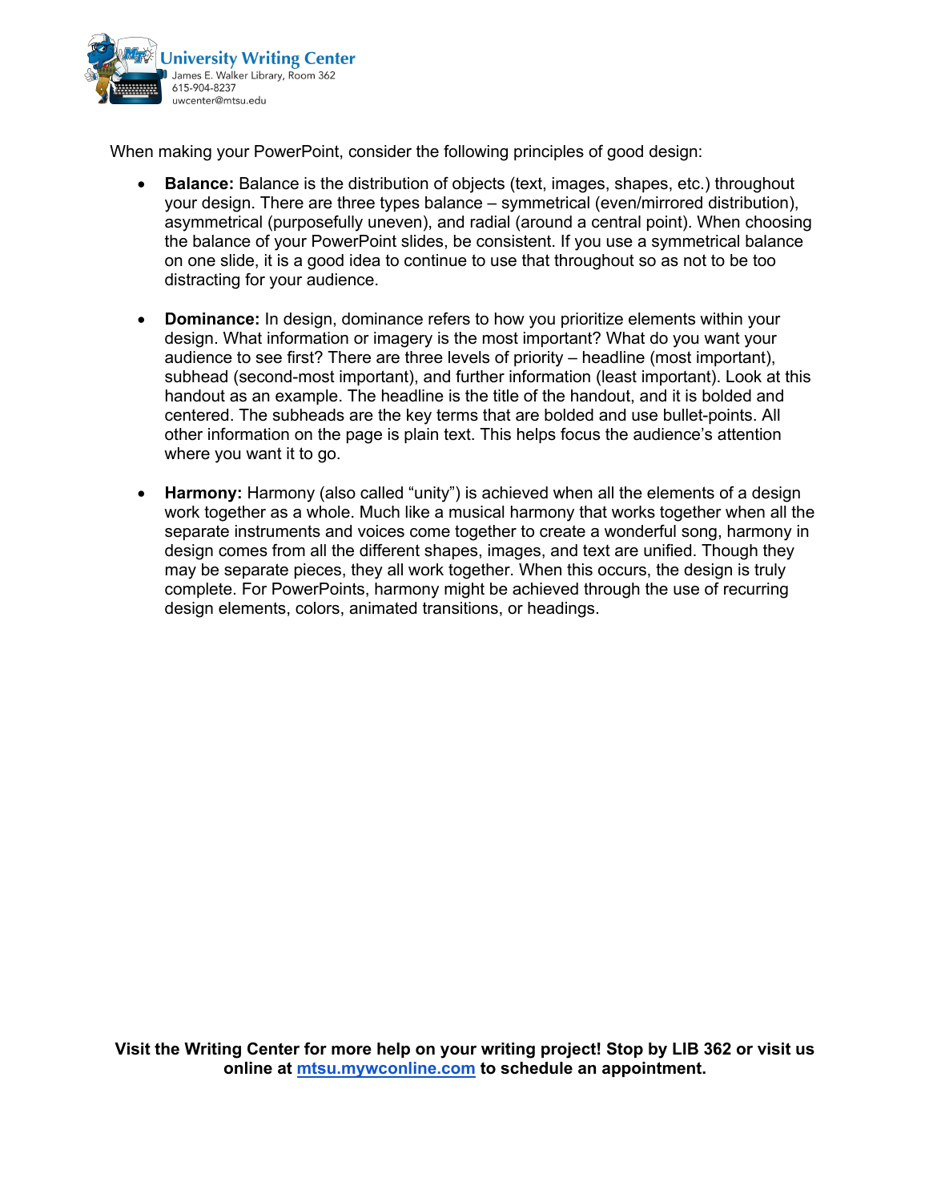When making your PowerPoint, consider the following principles of good design:

- **Balance:** Balance is the distribution of objects (text, images, shapes, etc.) throughout your design. There are three types balance – symmetrical (even/mirrored distribution), asymmetrical (purposefully uneven), and radial (around a central point). When choosing the balance of your PowerPoint slides, be consistent. If you use a symmetrical balance on one slide, it is a good idea to continue to use that throughout so as not to be too distracting for your audience.

- **Dominance:** In design, dominance refers to how you prioritize elements within your design. What information or imagery is the most important? What do you want your audience to see first? There are three levels of priority – headline (most important), subhead (second-most important), and further information (least important). Look at this handout as an example. The headline is the title of the handout, and it is bolded and centered. The subheads are the key terms that are bolded and use bullet-points. All other information on the page is plain text. This helps focus the audience's attention where you want it to go.

- **Harmony:** Harmony (also called "unity") is achieved when all the elements of a design work together as a whole. Much like a musical harmony that works together when all the separate instruments and voices come together to create a wonderful song, harmony in design comes from all the different shapes, images, and text are unified. Though they may be separate pieces, they all work together. When this occurs, the design is truly complete. For PowerPoints, harmony might be achieved through the use of recurring design elements, colors, animated transitions, or headings.

**Visit the Writing Center for more help on your writing project! Stop by LIB 362 or visit us online at [mtsu.mywconline.com](mtsu.mywconline.com) to schedule an appointment.**